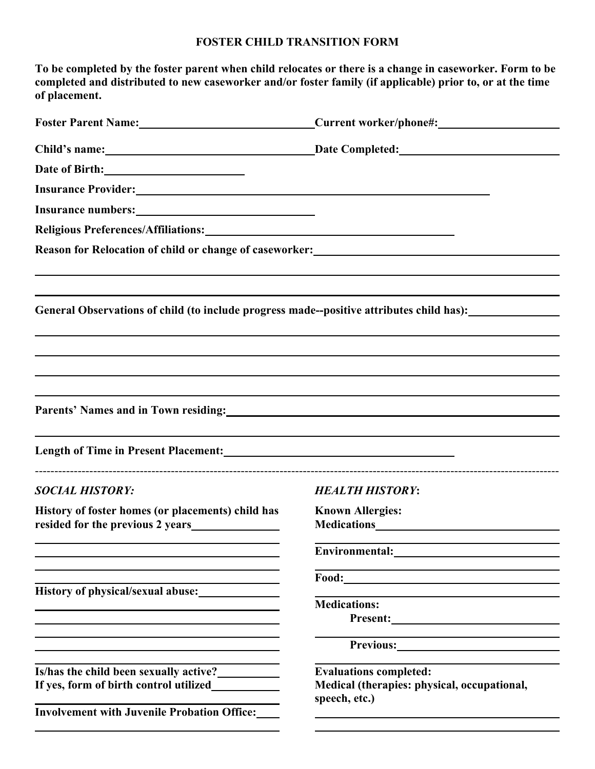# FOSTER CHILD TRANSITION FORM

**To be completed by the foster parent when child relocates or there is a change in caseworker. Form to be completed and distributed to new caseworker and/or foster family (if applicable) prior to, or at the time of placement.**

**Foster Parent Name:** ______________________ **Current worker/phone#:** ______________________

**Child's name:** ______________________ **Date Completed:** ______________________

**Date of Birth:** ______________________

**Insurance Provider:** ______________________

**Insurance numbers:** ______________________

**Religious Preferences/Affiliations:** ______________________

**Reason for Relocation of child or change of caseworker:** ______________________

______________________________________________

______________________________________________

**General Observations of child (to include progress made--positive attributes child has):** ______________________

______________________________________________

______________________________________________

______________________________________________

______________________________________________

**Parents' Names and in Town residing:** ______________________

______________________________________________

**Length of Time in Present Placement:** ______________________

---

## *SOCIAL HISTORY:*

**History of foster homes (or placements) child has resided for the previous 2 years** ______________________

______________________________________________

______________________________________________

______________________________________________

______________________________________________

**History of physical/sexual abuse:** ______________________

______________________________________________

______________________________________________

______________________________________________

______________________________________________

______________________________________________

**Is/has the child been sexually active?** ______________________

**If yes, form of birth control utilized** ______________________

______________________________________________

**Involvement with Juvenile Probation Office:** ______________________

______________________________________________

## *HEALTH HISTORY*:

**Known Allergies:**

**Medications** ______________________

______________________________________________

**Environmental:** ______________________

______________________________________________

**Food:** ______________________

______________________________________________

**Medications:**

**Present:** ______________________

______________________________________________

**Previous:** ______________________

______________________________________________

**Evaluations completed:**

**Medical (therapies: physical, occupational, speech, etc.)**

______________________________________________

______________________________________________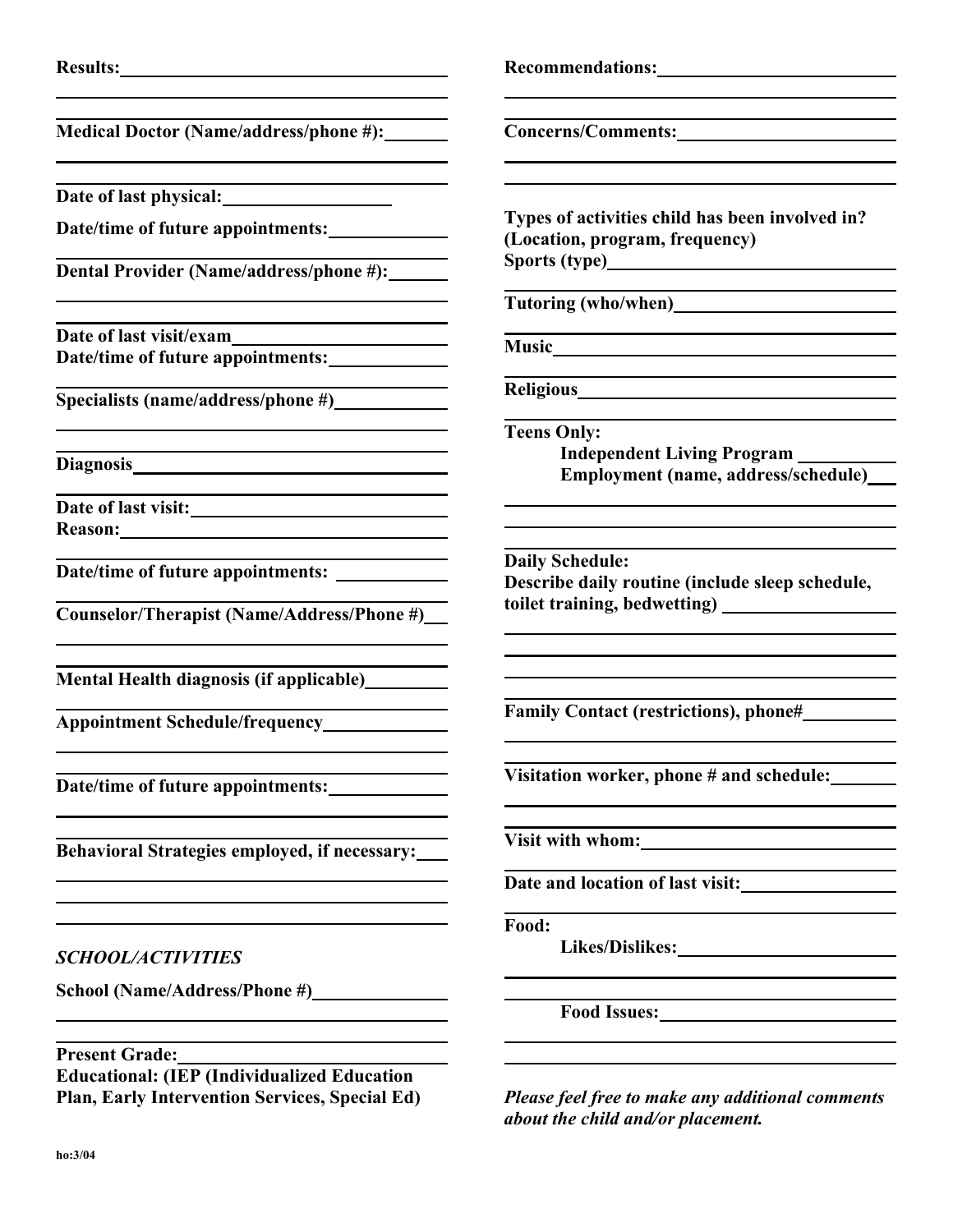**Results:**

**Medical Doctor (Name/address/phone #):**

**Date of last physical:**

**Date/time of future appointments:**

**Dental Provider (Name/address/phone #):**

**Date of last visit/exam**

**Date/time of future appointments:**

**Specialists (name/address/phone #)**

**Diagnosis**

**Date of last visit:**

**Reason:**

**Date/time of future appointments:**

**Counselor/Therapist (Name/Address/Phone #)**

**Mental Health diagnosis (if applicable)**

**Appointment Schedule/frequency**

**Date/time of future appointments:**

**Behavioral Strategies employed, if necessary:**

***SCHOOL/ACTIVITIES***

**School (Name/Address/Phone #)**

**Present Grade:**

**Educational: (IEP (Individualized Education Plan, Early Intervention Services, Special Ed)**

**Recommendations:**

**Concerns/Comments:**

**Types of activities child has been involved in? (Location, program, frequency)**

**Sports (type)**

**Tutoring (who/when)**

**Music**

**Religious**

**Teens Only:**

- **Independent Living Program**
- **Employment (name, address/schedule)**

**Daily Schedule:**

**Describe daily routine (include sleep schedule, toilet training, bedwetting)**

**Family Contact (restrictions), phone#**

**Visitation worker, phone # and schedule:**

**Visit with whom:**

**Date and location of last visit:**

**Food:**

- **Likes/Dislikes:**
- **Food Issues:**

***Please feel free to make any additional comments about the child and/or placement.***

ho:3/04